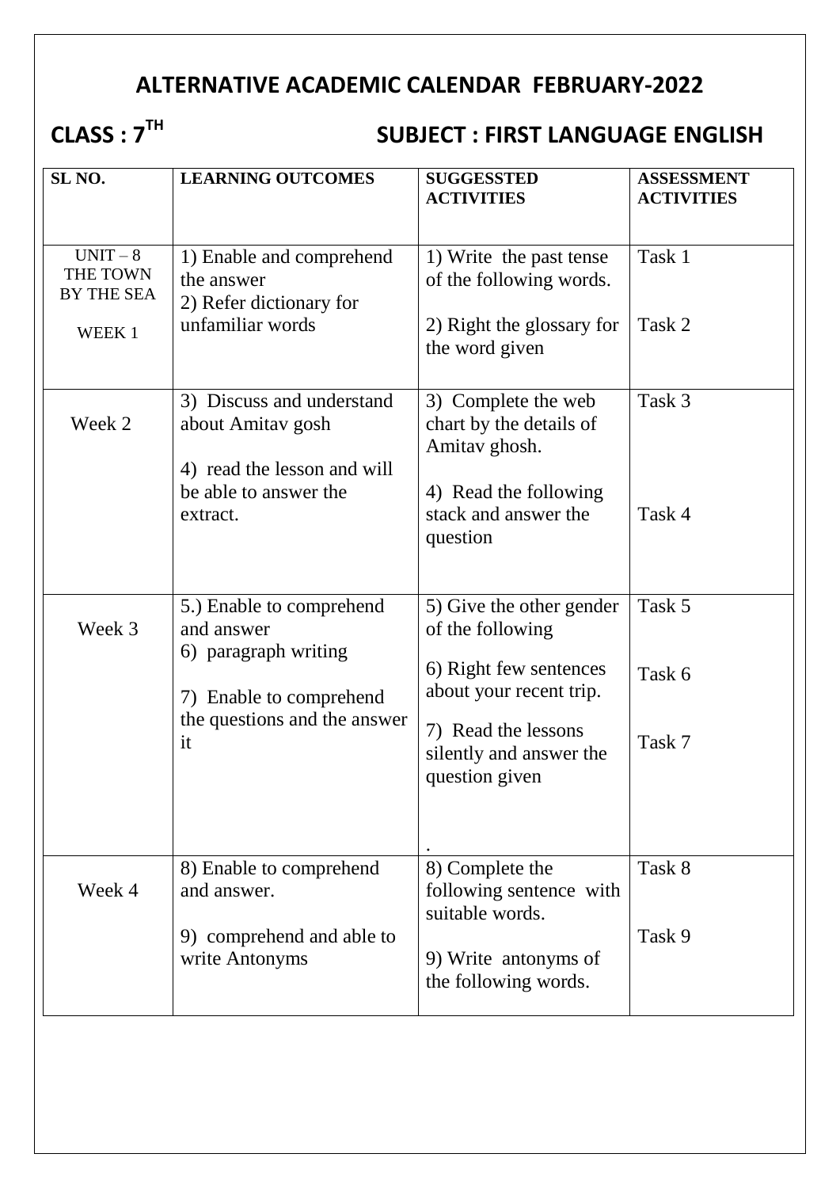# ALTERNATIVE ACADEMIC CALENDAR FEBRUARY-2022

## CLASS : 7TH SUBJECT : FIRST LANGUAGE ENGLISH

| SL NO. | LEARNING OUTCOMES | SUGGESSTED ACTIVITIES | ASSESSMENT ACTIVITIES |
|---|---|---|---|
| UNIT – 8 THE TOWN BY THE SEA<br><br>WEEK 1 | 1) Enable and comprehend the answer<br>2) Refer dictionary for unfamiliar words | 1) Write the past tense of the following words.<br><br>2) Right the glossary for the word given | Task 1<br><br>Task 2 |
| Week 2 | 3) Discuss and understand about Amitav gosh<br><br>4) read the lesson and will be able to answer the extract. | 3) Complete the web chart by the details of Amitav ghosh.<br><br>4) Read the following stack and answer the question | Task 3<br><br>Task 4 |
| Week 3 | 5.) Enable to comprehend and answer<br>6) paragraph writing<br><br>7) Enable to comprehend the questions and the answer it | 5) Give the other gender of the following<br><br>6) Right few sentences about your recent trip.<br><br>7) Read the lessons silently and answer the question given<br><br>. | Task 5<br><br>Task 6<br><br>Task 7 |
| Week 4 | 8) Enable to comprehend and answer.<br><br>9) comprehend and able to write Antonyms | 8) Complete the following sentence with suitable words.<br><br>9) Write antonyms of the following words. | Task 8<br><br>Task 9 |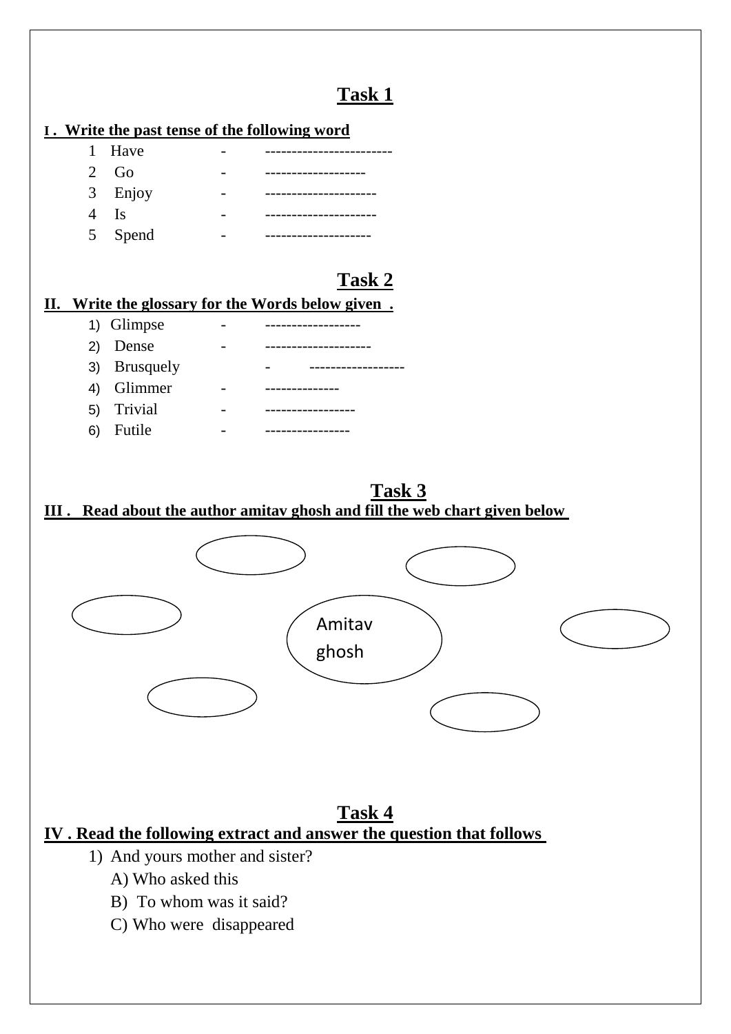## Task 1

**I . Write the past tense of the following word**

1. Have - ------------------------
2. Go - -------------------
3. Enjoy - ---------------------
4. Is - ---------------------
5. Spend - --------------------

## Task 2

**II. Write the glossary for the Words below given .**

1) Glimpse - ------------------
2) Dense - --------------------
3) Brusquely - ------------------
4) Glimmer - --------------
5) Trivial - -----------------
6) Futile - ----------------

## Task 3

**III . Read about the author amitav ghosh and fill the web chart given below**

Amitav ghosh

## Task 4

**IV . Read the following extract and answer the question that follows**

1) And yours mother and sister?
   A) Who asked this
   B) To whom was it said?
   C) Who were disappeared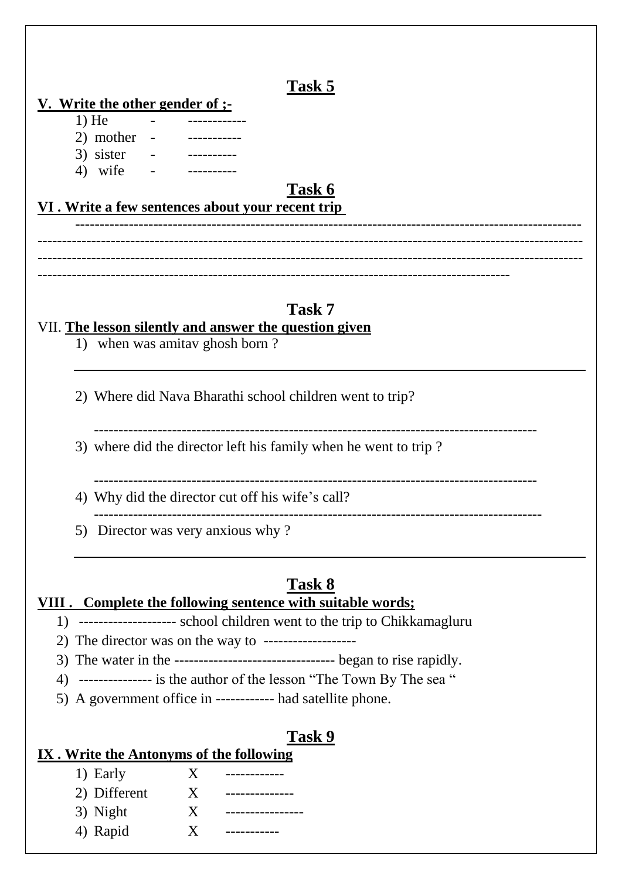## Task 5

**V. Write the other gender of ;-**

1) He - ------------
2) mother - -----------
3) sister - ----------
4) wife - ----------

## Task 6

**VI . Write a few sentences about your recent trip**

-----------------------------------------------------------------------------------------------------
-----------------------------------------------------------------------------------------------------------
-----------------------------------------------------------------------------------------------------------
-------------------------------------------------------------------------------------------

## Task 7

VII. **The lesson silently and answer the question given**

1) when was amitav ghosh born ?

_______________________________________________________________

2) Where did Nava Bharathi school children went to trip?

-------------------------------------------------------------------------------------------

3) where did the director left his family when he went to trip ?

-------------------------------------------------------------------------------------------

4) Why did the director cut off his wife's call?

-------------------------------------------------------------------------------------------

5) Director was very anxious why ?

_______________________________________________________________

## Task 8

**VIII . Complete the following sentence with suitable words;**

1) -------------------- school children went to the trip to Chikkamagluru
2) The director was on the way to -------------------
3) The water in the --------------------------------- began to rise rapidly.
4) --------------- is the author of the lesson "The Town By The sea "
5) A government office in ------------ had satellite phone.

## Task 9

**IX . Write the Antonyms of the following**

1) Early X ------------
2) Different X --------------
3) Night X ----------------
4) Rapid X -----------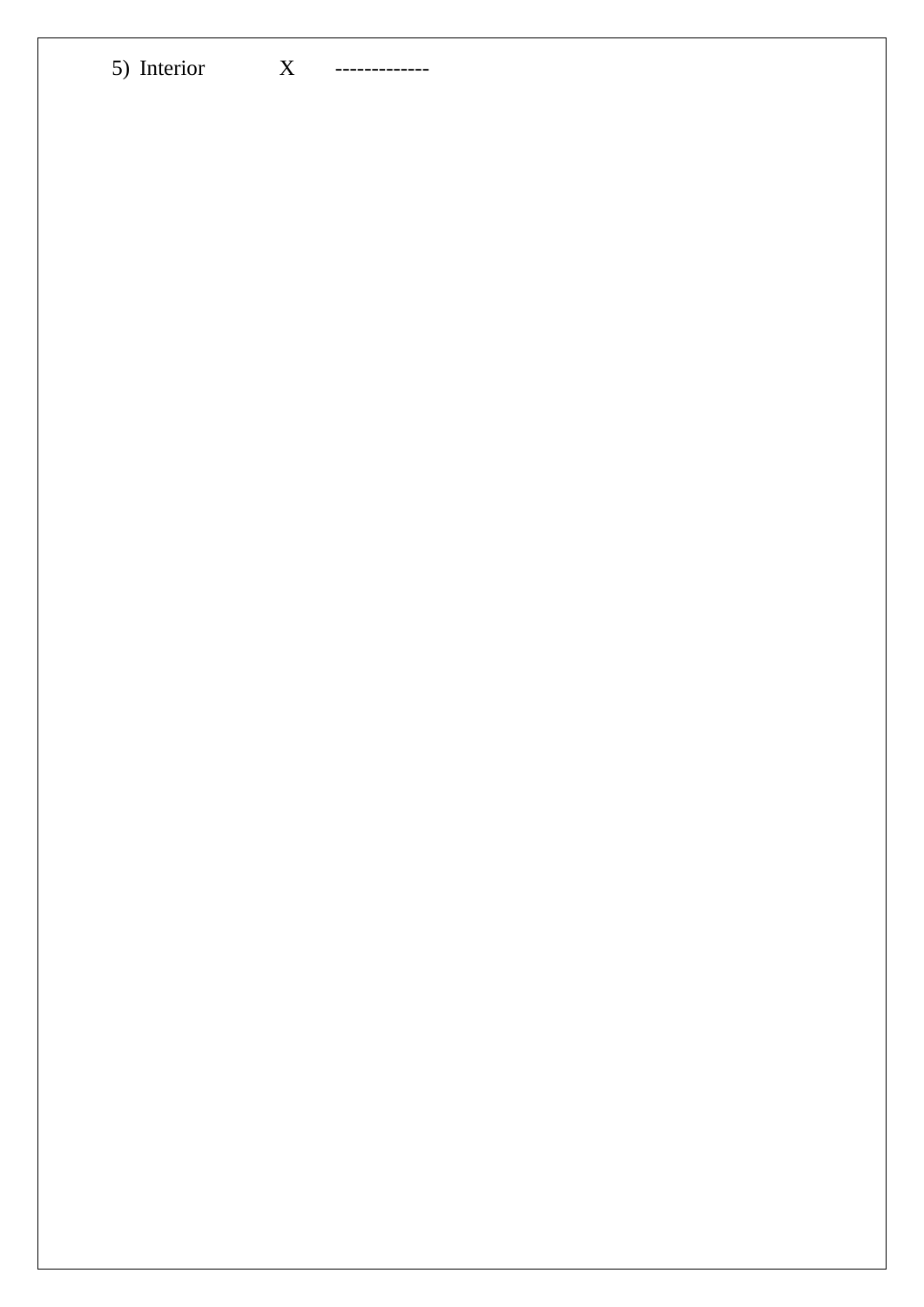5) Interior X -------------